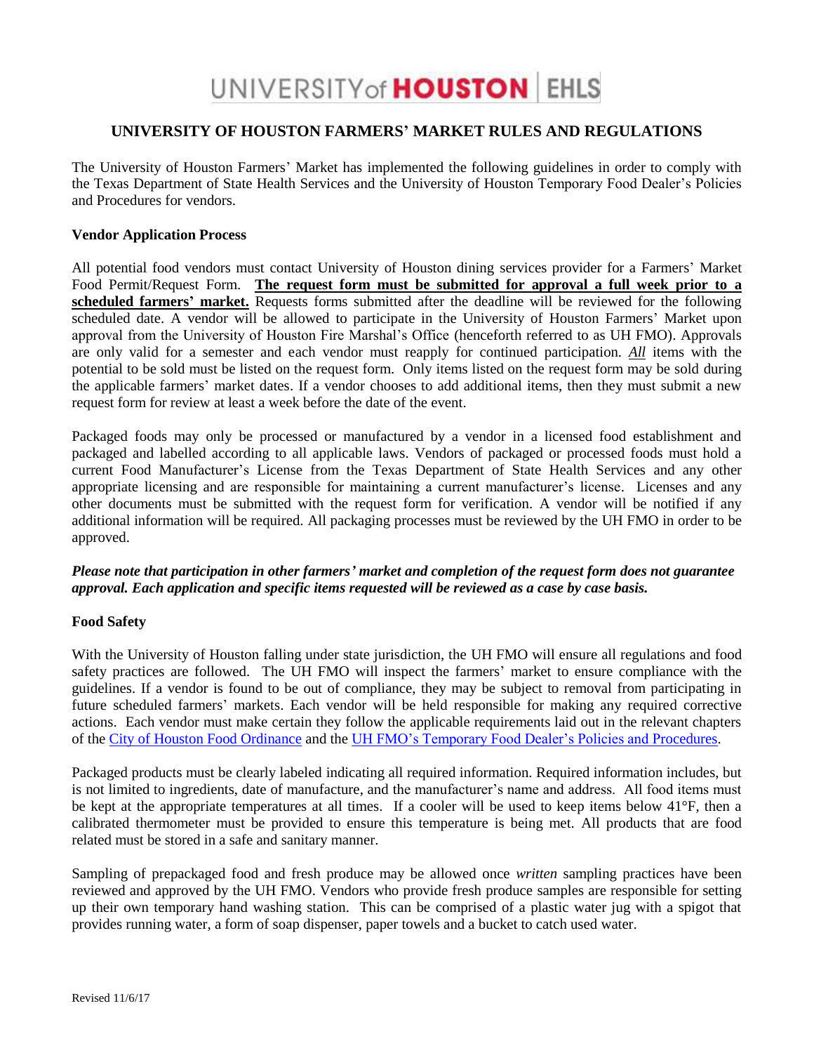UNIVERSITY of **HOUSTON** | EHLS

# UNIVERSITY OF HOUSTON FARMERS' MARKET RULES AND REGULATIONS

The University of Houston Farmers' Market has implemented the following guidelines in order to comply with the Texas Department of State Health Services and the University of Houston Temporary Food Dealer's Policies and Procedures for vendors.

## Vendor Application Process

All potential food vendors must contact University of Houston dining services provider for a Farmers' Market Food Permit/Request Form. **<u>The request form must be submitted for approval a full week prior to a scheduled farmers' market.</u>** Requests forms submitted after the deadline will be reviewed for the following scheduled date. A vendor will be allowed to participate in the University of Houston Farmers' Market upon approval from the University of Houston Fire Marshal's Office (henceforth referred to as UH FMO). Approvals are only valid for a semester and each vendor must reapply for continued participation. ***<u>All</u>*** items with the potential to be sold must be listed on the request form. Only items listed on the request form may be sold during the applicable farmers' market dates. If a vendor chooses to add additional items, then they must submit a new request form for review at least a week before the date of the event.

Packaged foods may only be processed or manufactured by a vendor in a licensed food establishment and packaged and labelled according to all applicable laws. Vendors of packaged or processed foods must hold a current Food Manufacturer's License from the Texas Department of State Health Services and any other appropriate licensing and are responsible for maintaining a current manufacturer's license. Licenses and any other documents must be submitted with the request form for verification. A vendor will be notified if any additional information will be required. All packaging processes must be reviewed by the UH FMO in order to be approved.

***Please note that participation in other farmers' market and completion of the request form does not guarantee approval. Each application and specific items requested will be reviewed as a case by case basis.***

## Food Safety

With the University of Houston falling under state jurisdiction, the UH FMO will ensure all regulations and food safety practices are followed. The UH FMO will inspect the farmers' market to ensure compliance with the guidelines. If a vendor is found to be out of compliance, they may be subject to removal from participating in future scheduled farmers' markets. Each vendor will be held responsible for making any required corrective actions. Each vendor must make certain they follow the applicable requirements laid out in the relevant chapters of the City of Houston Food Ordinance and the UH FMO's Temporary Food Dealer's Policies and Procedures.

Packaged products must be clearly labeled indicating all required information. Required information includes, but is not limited to ingredients, date of manufacture, and the manufacturer's name and address. All food items must be kept at the appropriate temperatures at all times. If a cooler will be used to keep items below 41°F, then a calibrated thermometer must be provided to ensure this temperature is being met. All products that are food related must be stored in a safe and sanitary manner.

Sampling of prepackaged food and fresh produce may be allowed once *written* sampling practices have been reviewed and approved by the UH FMO. Vendors who provide fresh produce samples are responsible for setting up their own temporary hand washing station. This can be comprised of a plastic water jug with a spigot that provides running water, a form of soap dispenser, paper towels and a bucket to catch used water.

Revised 11/6/17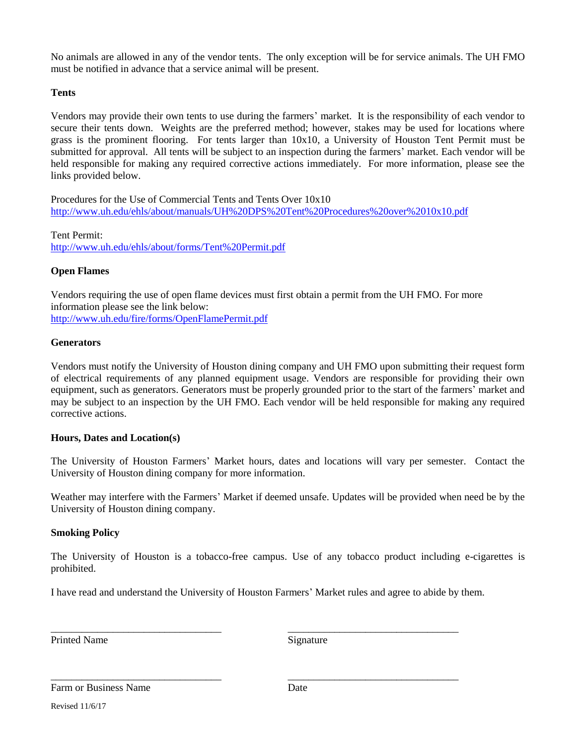No animals are allowed in any of the vendor tents. The only exception will be for service animals. The UH FMO must be notified in advance that a service animal will be present.

**Tents**

Vendors may provide their own tents to use during the farmers' market. It is the responsibility of each vendor to secure their tents down. Weights are the preferred method; however, stakes may be used for locations where grass is the prominent flooring. For tents larger than 10x10, a University of Houston Tent Permit must be submitted for approval. All tents will be subject to an inspection during the farmers' market. Each vendor will be held responsible for making any required corrective actions immediately. For more information, please see the links provided below.

Procedures for the Use of Commercial Tents and Tents Over 10x10
http://www.uh.edu/ehls/about/manuals/UH%20DPS%20Tent%20Procedures%20over%2010x10.pdf

Tent Permit:
http://www.uh.edu/ehls/about/forms/Tent%20Permit.pdf

**Open Flames**

Vendors requiring the use of open flame devices must first obtain a permit from the UH FMO. For more information please see the link below:
http://www.uh.edu/fire/forms/OpenFlamePermit.pdf

**Generators**

Vendors must notify the University of Houston dining company and UH FMO upon submitting their request form of electrical requirements of any planned equipment usage. Vendors are responsible for providing their own equipment, such as generators. Generators must be properly grounded prior to the start of the farmers' market and may be subject to an inspection by the UH FMO. Each vendor will be held responsible for making any required corrective actions.

**Hours, Dates and Location(s)**

The University of Houston Farmers' Market hours, dates and locations will vary per semester. Contact the University of Houston dining company for more information.

Weather may interfere with the Farmers' Market if deemed unsafe. Updates will be provided when need be by the University of Houston dining company.

**Smoking Policy**

The University of Houston is a tobacco-free campus. Use of any tobacco product including e-cigarettes is prohibited.

I have read and understand the University of Houston Farmers' Market rules and agree to abide by them.

_________________________________ _________________________________
Printed Name Signature

_________________________________ _________________________________
Farm or Business Name Date

Revised 11/6/17